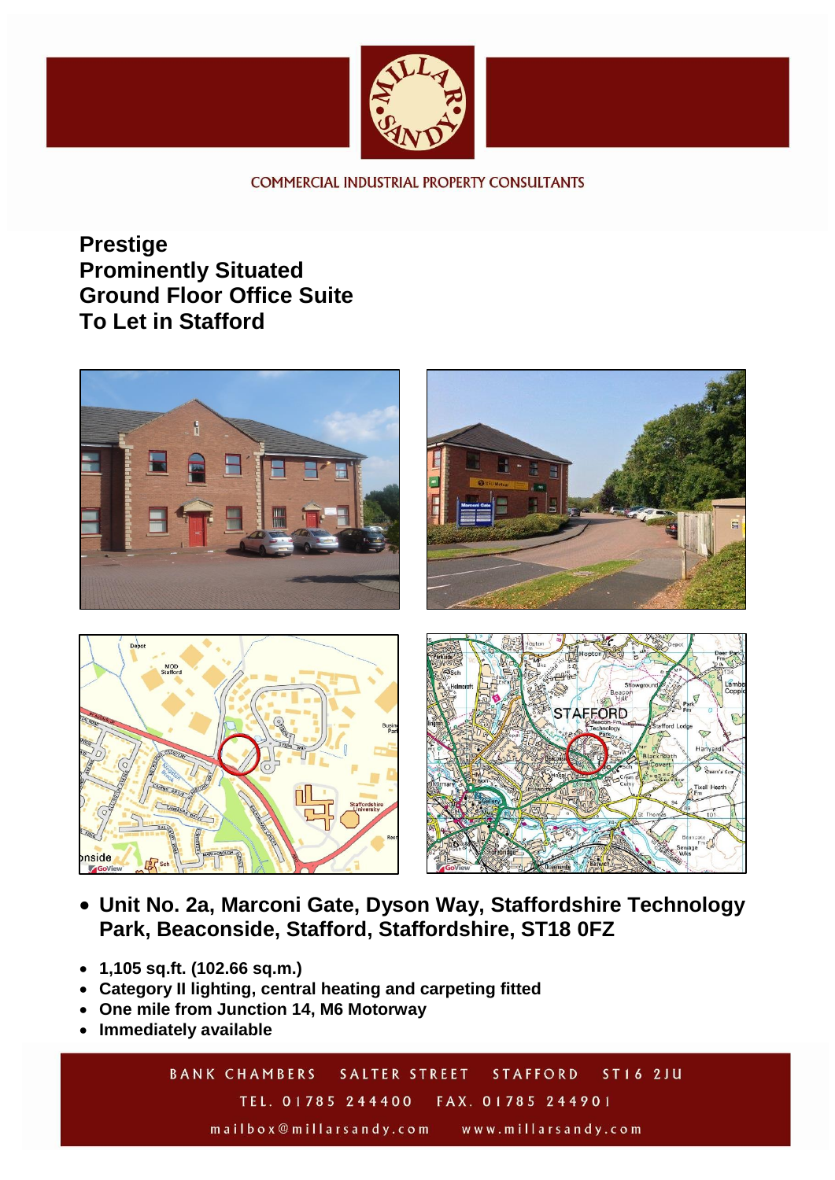COMMERCIAL INDUSTRIAL PROPERTY CONSULTANTS

# Prestige
# Prominently Situated
# Ground Floor Office Suite
# To Let in Stafford

- **Unit No. 2a, Marconi Gate, Dyson Way, Staffordshire Technology Park, Beaconside, Stafford, Staffordshire, ST18 0FZ**

- **1,105 sq.ft. (102.66 sq.m.)**
- **Category II lighting, central heating and carpeting fitted**
- **One mile from Junction 14, M6 Motorway**
- **Immediately available**

BANK CHAMBERS SALTER STREET STAFFORD ST16 2JU
TEL. 01785 244400 FAX. 01785 244901
mailbox@millarsandy.com www.millarsandy.com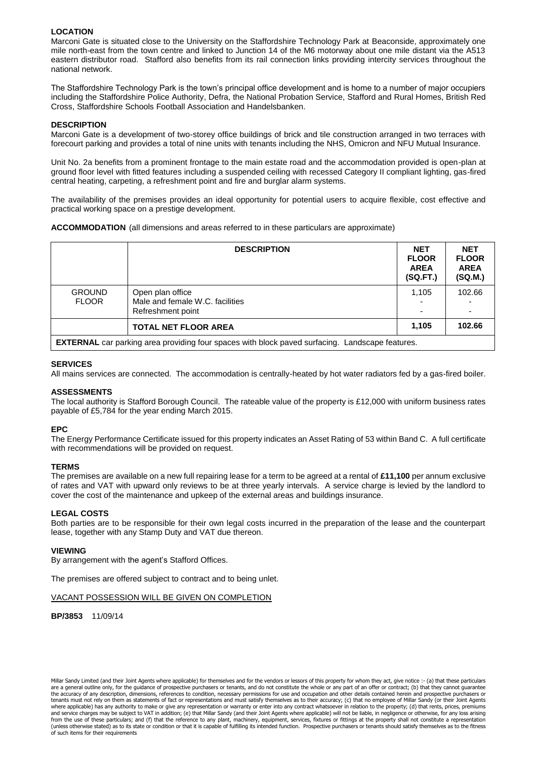## LOCATION

Marconi Gate is situated close to the University on the Staffordshire Technology Park at Beaconside, approximately one mile north-east from the town centre and linked to Junction 14 of the M6 motorway about one mile distant via the A513 eastern distributor road. Stafford also benefits from its rail connection links providing intercity services throughout the national network.

The Staffordshire Technology Park is the town's principal office development and is home to a number of major occupiers including the Staffordshire Police Authority, Defra, the National Probation Service, Stafford and Rural Homes, British Red Cross, Staffordshire Schools Football Association and Handelsbanken.

## DESCRIPTION

Marconi Gate is a development of two-storey office buildings of brick and tile construction arranged in two terraces with forecourt parking and provides a total of nine units with tenants including the NHS, Omicron and NFU Mutual Insurance.

Unit No. 2a benefits from a prominent frontage to the main estate road and the accommodation provided is open-plan at ground floor level with fitted features including a suspended ceiling with recessed Category II compliant lighting, gas-fired central heating, carpeting, a refreshment point and fire and burglar alarm systems.

The availability of the premises provides an ideal opportunity for potential users to acquire flexible, cost effective and practical working space on a prestige development.

**ACCOMMODATION** (all dimensions and areas referred to in these particulars are approximate)

| | DESCRIPTION | NET FLOOR AREA (SQ.FT.) | NET FLOOR AREA (SQ.M.) |
|---|---|---|---|
| GROUND FLOOR | Open plan office<br>Male and female W.C. facilities<br>Refreshment point | 1,105<br>-<br>- | 102.66<br>-<br>- |
| | **TOTAL NET FLOOR AREA** | **1,105** | **102.66** |
| **EXTERNAL** car parking area providing four spaces with block paved surfacing. Landscape features. | | | |

## SERVICES

All mains services are connected. The accommodation is centrally-heated by hot water radiators fed by a gas-fired boiler.

## ASSESSMENTS

The local authority is Stafford Borough Council. The rateable value of the property is £12,000 with uniform business rates payable of £5,784 for the year ending March 2015.

## EPC

The Energy Performance Certificate issued for this property indicates an Asset Rating of 53 within Band C. A full certificate with recommendations will be provided on request.

## TERMS

The premises are available on a new full repairing lease for a term to be agreed at a rental of **£11,100** per annum exclusive of rates and VAT with upward only reviews to be at three yearly intervals. A service charge is levied by the landlord to cover the cost of the maintenance and upkeep of the external areas and buildings insurance.

## LEGAL COSTS

Both parties are to be responsible for their own legal costs incurred in the preparation of the lease and the counterpart lease, together with any Stamp Duty and VAT due thereon.

## VIEWING

By arrangement with the agent's Stafford Offices.

The premises are offered subject to contract and to being unlet.

VACANT POSSESSION WILL BE GIVEN ON COMPLETION

**BP/3853** 11/09/14

Millar Sandy Limited (and their Joint Agents where applicable) for themselves and for the vendors or lessors of this property for whom they act, give notice :- (a) that these particulars are a general outline only, for the guidance of prospective purchasers or tenants, and do not constitute the whole or any part of an offer or contract; (b) that they cannot guarantee the accuracy of any description, dimensions, references to condition, necessary permissions for use and occupation and other details contained herein and prospective purchasers or tenants must not rely on them as statements of fact or representations and must satisfy themselves as to their accuracy; (c) that no employee of Millar Sandy (or their Joint Agents where applicable) has any authority to make or give any representation or warranty or enter into any contract whatsoever in relation to the property; (d) that rents, prices, premiums and service charges may be subject to VAT in addition; (e) that Millar Sandy (and their Joint Agents where applicable) will not be liable, in negligence or otherwise, for any loss arising from the use of these particulars; and (f) that the reference to any plant, machinery, equipment, services, fixtures or fittings at the property shall not constitute a representation (unless otherwise stated) as to its state or condition or that it is capable of fulfilling its intended function. Prospective purchasers or tenants should satisfy themselves as to the fitness of such items for their requirements